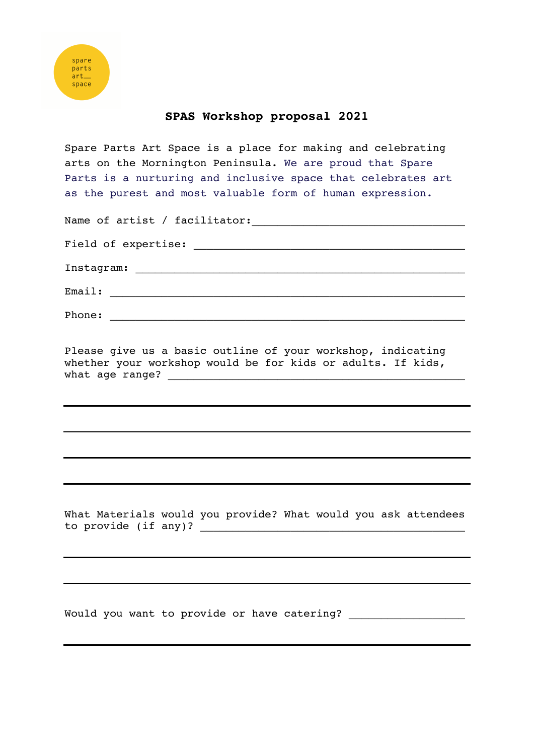spare
parts
art___
space

# SPAS Workshop proposal 2021

Spare Parts Art Space is a place for making and celebrating arts on the Mornington Peninsula. We are proud that Spare Parts is a nurturing and inclusive space that celebrates art as the purest and most valuable form of human expression.

Name of artist / facilitator: ________________________________

Field of expertise: ________________________________

Instagram: ________________________________

Email: ________________________________

Phone: ________________________________

Please give us a basic outline of your workshop, indicating whether your workshop would be for kids or adults. If kids, what age range? ________________________________

________________________________________________

________________________________________________

________________________________________________

________________________________________________

What Materials would you provide? What would you ask attendees to provide (if any)? ________________________________

________________________________________________

________________________________________________

Would you want to provide or have catering? ________________

________________________________________________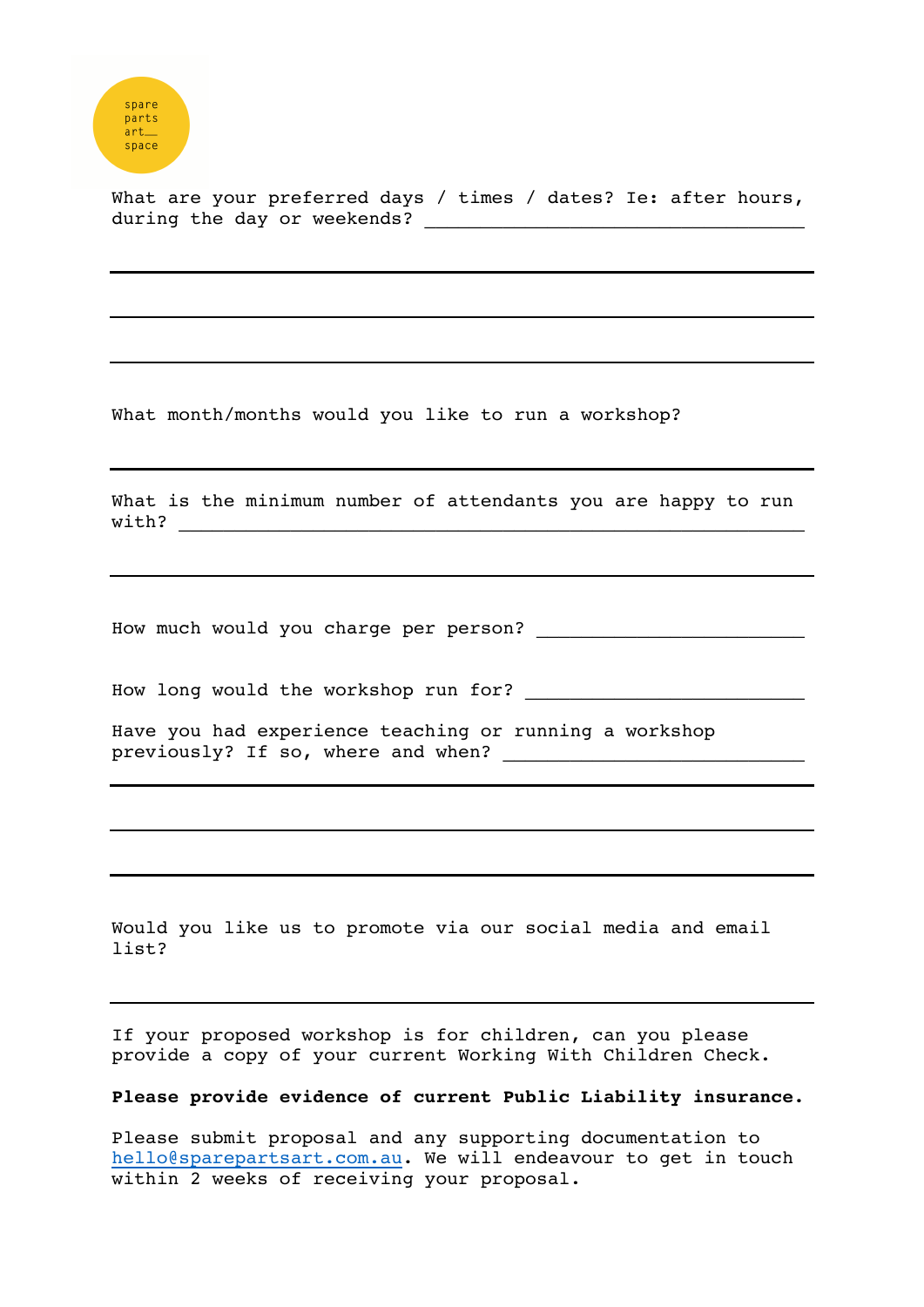What are your preferred days / times / dates? Ie: after hours, during the day or weekends? ___________________________________

___________________________________

___________________________________

___________________________________

What month/months would you like to run a workshop?

___________________________________

What is the minimum number of attendants you are happy to run with? ___________________________________

___________________________________

How much would you charge per person? ___________________________

How long would the workshop run for? ___________________________

Have you had experience teaching or running a workshop previously? If so, where and when? ___________________________

___________________________________

___________________________________

___________________________________

Would you like us to promote via our social media and email list?

___________________________________

If your proposed workshop is for children, can you please provide a copy of your current Working With Children Check.

**Please provide evidence of current Public Liability insurance.**

Please submit proposal and any supporting documentation to hello@sparepartsart.com.au. We will endeavour to get in touch within 2 weeks of receiving your proposal.